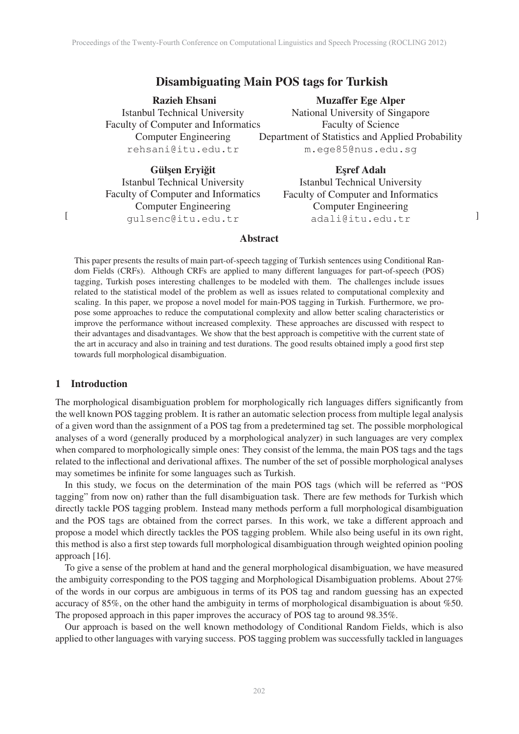# Disambiguating Main POS tags for Turkish

**Razieh Ehsani**
Istanbul Technical University
Faculty of Computer and Informatics
Computer Engineering
rehsani@itu.edu.tr

**Muzaffer Ege Alper**
National University of Singapore
Faculty of Science
Department of Statistics and Applied Probability
m.ege85@nus.edu.sg

**Gülşen Eryiğit**
Istanbul Technical University
Faculty of Computer and Informatics
Computer Engineering
gulsenc@itu.edu.tr

**Eşref Adalı**
Istanbul Technical University
Faculty of Computer and Informatics
Computer Engineering
adali@itu.edu.tr

## Abstract

This paper presents the results of main part-of-speech tagging of Turkish sentences using Conditional Random Fields (CRFs). Although CRFs are applied to many different languages for part-of-speech (POS) tagging, Turkish poses interesting challenges to be modeled with them. The challenges include issues related to the statistical model of the problem as well as issues related to computational complexity and scaling. In this paper, we propose a novel model for main-POS tagging in Turkish. Furthermore, we propose some approaches to reduce the computational complexity and allow better scaling characteristics or improve the performance without increased complexity. These approaches are discussed with respect to their advantages and disadvantages. We show that the best approach is competitive with the current state of the art in accuracy and also in training and test durations. The good results obtained imply a good first step towards full morphological disambiguation.

## 1 Introduction

The morphological disambiguation problem for morphologically rich languages differs significantly from the well known POS tagging problem. It is rather an automatic selection process from multiple legal analysis of a given word than the assignment of a POS tag from a predetermined tag set. The possible morphological analyses of a word (generally produced by a morphological analyzer) in such languages are very complex when compared to morphologically simple ones: They consist of the lemma, the main POS tags and the tags related to the inflectional and derivational affixes. The number of the set of possible morphological analyses may sometimes be infinite for some languages such as Turkish.

In this study, we focus on the determination of the main POS tags (which will be referred as "POS tagging" from now on) rather than the full disambiguation task. There are few methods for Turkish which directly tackle POS tagging problem. Instead many methods perform a full morphological disambiguation and the POS tags are obtained from the correct parses. In this work, we take a different approach and propose a model which directly tackles the POS tagging problem. While also being useful in its own right, this method is also a first step towards full morphological disambiguation through weighted opinion pooling approach [16].

To give a sense of the problem at hand and the general morphological disambiguation, we have measured the ambiguity corresponding to the POS tagging and Morphological Disambiguation problems. About 27% of the words in our corpus are ambiguous in terms of its POS tag and random guessing has an expected accuracy of 85%, on the other hand the ambiguity in terms of morphological disambiguation is about %50. The proposed approach in this paper improves the accuracy of POS tag to around 98.35%.

Our approach is based on the well known methodology of Conditional Random Fields, which is also applied to other languages with varying success. POS tagging problem was successfully tackled in languages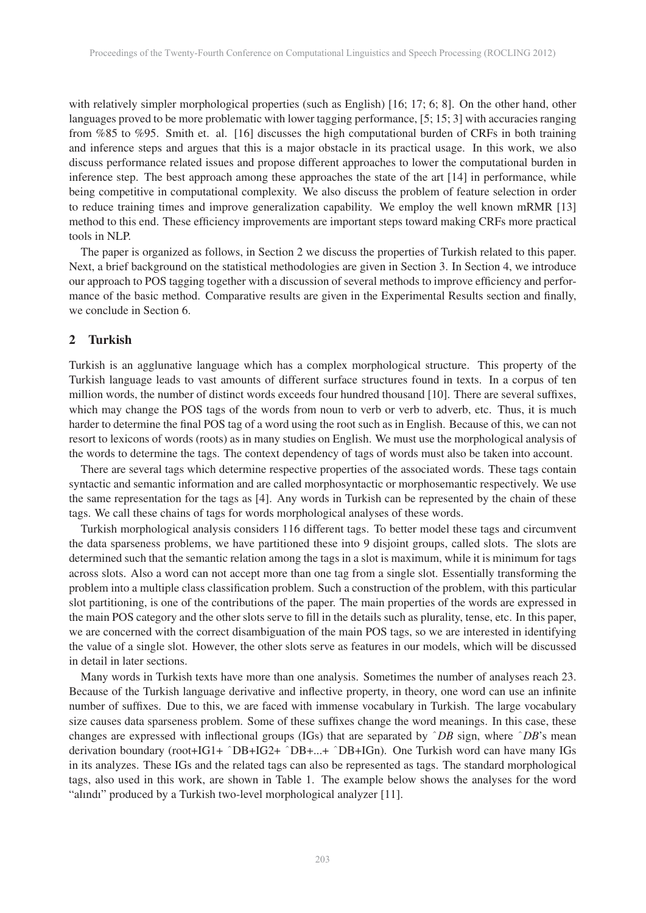with relatively simpler morphological properties (such as English) [16; 17; 6; 8]. On the other hand, other languages proved to be more problematic with lower tagging performance, [5; 15; 3] with accuracies ranging from %85 to %95. Smith et. al. [16] discusses the high computational burden of CRFs in both training and inference steps and argues that this is a major obstacle in its practical usage. In this work, we also discuss performance related issues and propose different approaches to lower the computational burden in inference step. The best approach among these approaches the state of the art [14] in performance, while being competitive in computational complexity. We also discuss the problem of feature selection in order to reduce training times and improve generalization capability. We employ the well known mRMR [13] method to this end. These efficiency improvements are important steps toward making CRFs more practical tools in NLP.

The paper is organized as follows, in Section 2 we discuss the properties of Turkish related to this paper. Next, a brief background on the statistical methodologies are given in Section 3. In Section 4, we introduce our approach to POS tagging together with a discussion of several methods to improve efficiency and performance of the basic method. Comparative results are given in the Experimental Results section and finally, we conclude in Section 6.

## 2 Turkish

Turkish is an agglunative language which has a complex morphological structure. This property of the Turkish language leads to vast amounts of different surface structures found in texts. In a corpus of ten million words, the number of distinct words exceeds four hundred thousand [10]. There are several suffixes, which may change the POS tags of the words from noun to verb or verb to adverb, etc. Thus, it is much harder to determine the final POS tag of a word using the root such as in English. Because of this, we can not resort to lexicons of words (roots) as in many studies on English. We must use the morphological analysis of the words to determine the tags. The context dependency of tags of words must also be taken into account.

There are several tags which determine respective properties of the associated words. These tags contain syntactic and semantic information and are called morphosyntactic or morphosemantic respectively. We use the same representation for the tags as [4]. Any words in Turkish can be represented by the chain of these tags. We call these chains of tags for words morphological analyses of these words.

Turkish morphological analysis considers 116 different tags. To better model these tags and circumvent the data sparseness problems, we have partitioned these into 9 disjoint groups, called slots. The slots are determined such that the semantic relation among the tags in a slot is maximum, while it is minimum for tags across slots. Also a word can not accept more than one tag from a single slot. Essentially transforming the problem into a multiple class classification problem. Such a construction of the problem, with this particular slot partitioning, is one of the contributions of the paper. The main properties of the words are expressed in the main POS category and the other slots serve to fill in the details such as plurality, tense, etc. In this paper, we are concerned with the correct disambiguation of the main POS tags, so we are interested in identifying the value of a single slot. However, the other slots serve as features in our models, which will be discussed in detail in later sections.

Many words in Turkish texts have more than one analysis. Sometimes the number of analyses reach 23. Because of the Turkish language derivative and inflective property, in theory, one word can use an infinite number of suffixes. Due to this, we are faced with immense vocabulary in Turkish. The large vocabulary size causes data sparseness problem. Some of these suffixes change the word meanings. In this case, these changes are expressed with inflectional groups (IGs) that are separated by *ˆDB* sign, where *ˆDB*'s mean derivation boundary (root+IG1+ ˆDB+IG2+ ˆDB+...+ ˆDB+IGn). One Turkish word can have many IGs in its analyzes. These IGs and the related tags can also be represented as tags. The standard morphological tags, also used in this work, are shown in Table 1. The example below shows the analyses for the word "alındı" produced by a Turkish two-level morphological analyzer [11].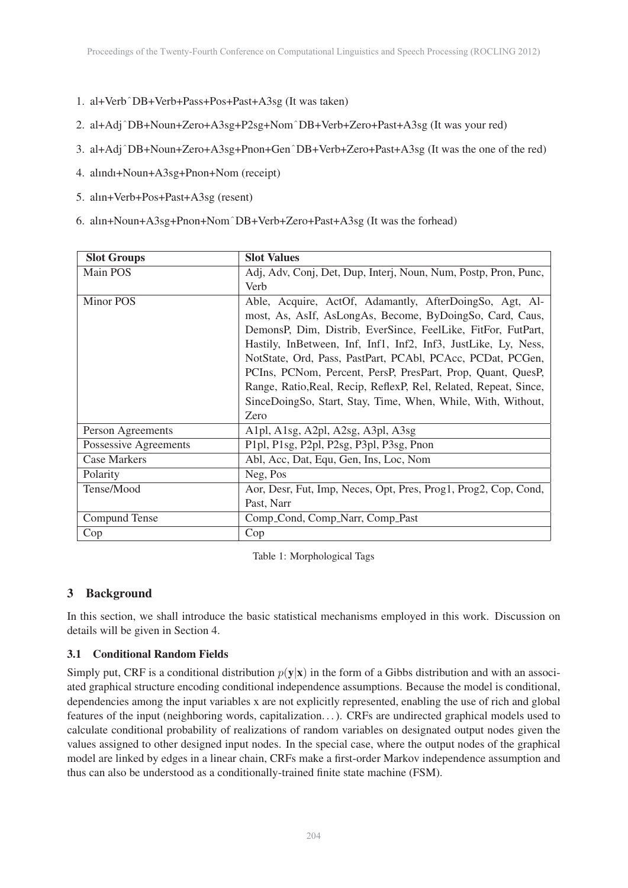1. al+Verbˆ DB+Verb+Pass+Pos+Past+A3sg (It was taken)
2. al+Adjˆ DB+Noun+Zero+A3sg+P2sg+Nomˆ DB+Verb+Zero+Past+A3sg (It was your red)
3. al+Adjˆ DB+Noun+Zero+A3sg+Pnon+Genˆ DB+Verb+Zero+Past+A3sg (It was the one of the red)
4. alındı+Noun+A3sg+Pnon+Nom (receipt)
5. alın+Verb+Pos+Past+A3sg (resent)
6. alın+Noun+A3sg+Pnon+Nomˆ DB+Verb+Zero+Past+A3sg (It was the forhead)

| Slot Groups | Slot Values |
|---|---|
| Main POS | Adj, Adv, Conj, Det, Dup, Interj, Noun, Num, Postp, Pron, Punc, Verb |
| Minor POS | Able, Acquire, ActOf, Adamantly, AfterDoingSo, Agt, Almost, As, AsIf, AsLongAs, Become, ByDoingSo, Card, Caus, DemonsP, Dim, Distrib, EverSince, FeelLike, FitFor, FutPart, Hastily, InBetween, Inf, Inf1, Inf2, Inf3, JustLike, Ly, Ness, NotState, Ord, Pass, PastPart, PCAbl, PCAcc, PCDat, PCGen, PCIns, PCNom, Percent, PersP, PresPart, Prop, Quant, QuesP, Range, Ratio,Real, Recip, ReflexP, Rel, Related, Repeat, Since, SinceDoingSo, Start, Stay, Time, When, While, With, Without, Zero |
| Person Agreements | A1pl, A1sg, A2pl, A2sg, A3pl, A3sg |
| Possessive Agreements | P1pl, P1sg, P2pl, P2sg, P3pl, P3sg, Pnon |
| Case Markers | Abl, Acc, Dat, Equ, Gen, Ins, Loc, Nom |
| Polarity | Neg, Pos |
| Tense/Mood | Aor, Desr, Fut, Imp, Neces, Opt, Pres, Prog1, Prog2, Cop, Cond, Past, Narr |
| Compund Tense | Comp_Cond, Comp_Narr, Comp_Past |
| Cop | Cop |

Table 1: Morphological Tags

## 3 Background

In this section, we shall introduce the basic statistical mechanisms employed in this work. Discussion on details will be given in Section 4.

### 3.1 Conditional Random Fields

Simply put, CRF is a conditional distribution $p(\mathbf{y}|\mathbf{x})$ in the form of a Gibbs distribution and with an associated graphical structure encoding conditional independence assumptions. Because the model is conditional, dependencies among the input variables x are not explicitly represented, enabling the use of rich and global features of the input (neighboring words, capitalization. . . ). CRFs are undirected graphical models used to calculate conditional probability of realizations of random variables on designated output nodes given the values assigned to other designed input nodes. In the special case, where the output nodes of the graphical model are linked by edges in a linear chain, CRFs make a first-order Markov independence assumption and thus can also be understood as a conditionally-trained finite state machine (FSM).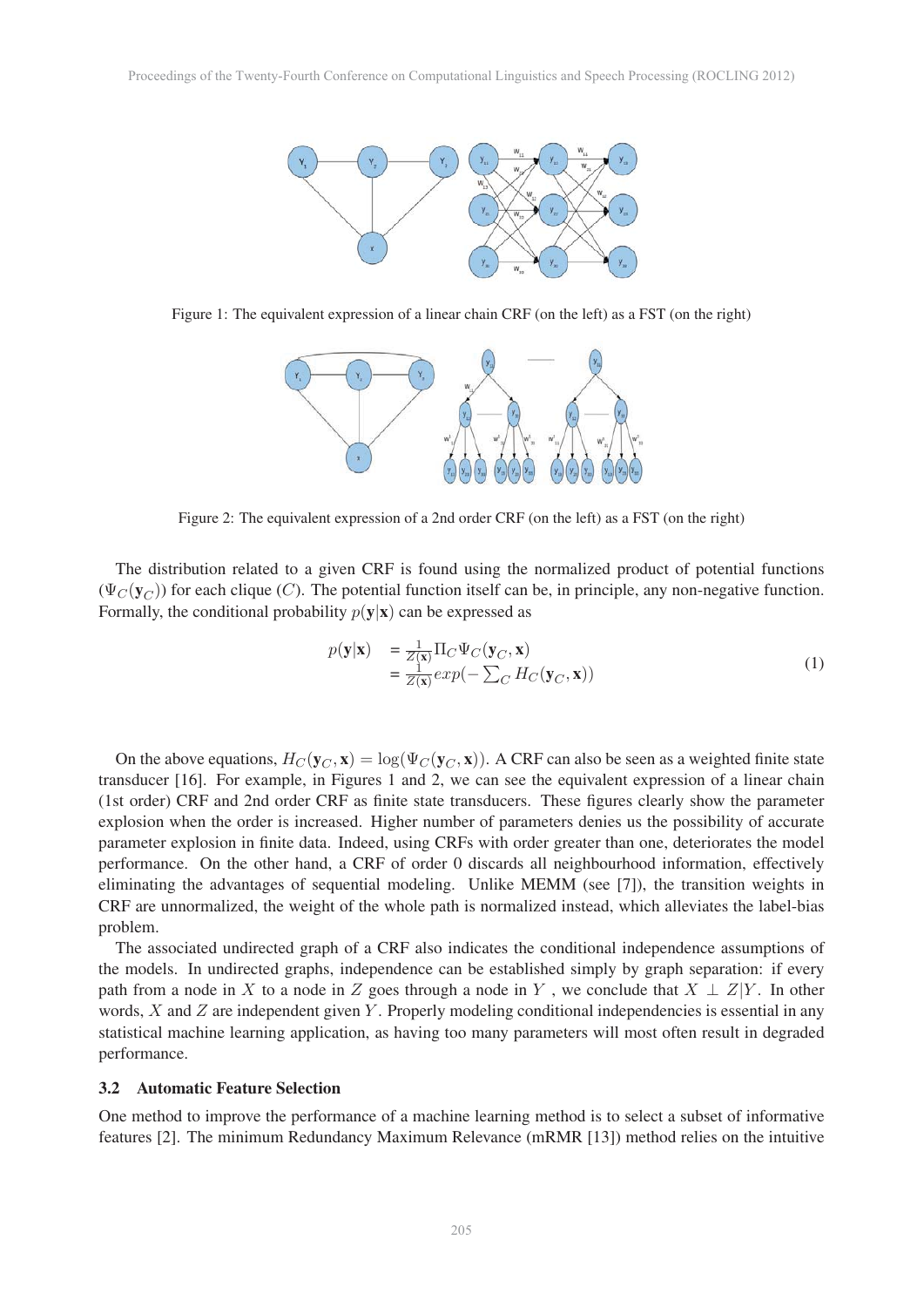Figure 1: The equivalent expression of a linear chain CRF (on the left) as a FST (on the right)

Figure 2: The equivalent expression of a 2nd order CRF (on the left) as a FST (on the right)

The distribution related to a given CRF is found using the normalized product of potential functions ($\Psi_C(\mathbf{y}_C)$) for each clique ($C$). The potential function itself can be, in principle, any non-negative function. Formally, the conditional probability $p(\mathbf{y}|\mathbf{x})$ can be expressed as

$$
\begin{aligned}
p(\mathbf{y}|\mathbf{x}) &= \frac{1}{Z(\mathbf{x})}\Pi_C \Psi_C(\mathbf{y}_C, \mathbf{x}) \\
&= \frac{1}{Z(\mathbf{x})} exp(-\sum_C H_C(\mathbf{y}_C, \mathbf{x}))
\end{aligned}
\tag{1}
$$

On the above equations, $H_C(\mathbf{y}_C, \mathbf{x}) = \log(\Psi_C(\mathbf{y}_C, \mathbf{x}))$. A CRF can also be seen as a weighted finite state transducer [16]. For example, in Figures 1 and 2, we can see the equivalent expression of a linear chain (1st order) CRF and 2nd order CRF as finite state transducers. These figures clearly show the parameter explosion when the order is increased. Higher number of parameters denies us the possibility of accurate parameter explosion in finite data. Indeed, using CRFs with order greater than one, deteriorates the model performance. On the other hand, a CRF of order 0 discards all neighbourhood information, effectively eliminating the advantages of sequential modeling. Unlike MEMM (see [7]), the transition weights in CRF are unnormalized, the weight of the whole path is normalized instead, which alleviates the label-bias problem.

The associated undirected graph of a CRF also indicates the conditional independence assumptions of the models. In undirected graphs, independence can be established simply by graph separation: if every path from a node in $X$ to a node in $Z$ goes through a node in $Y$, we conclude that $X \perp Z|Y$. In other words, $X$ and $Z$ are independent given $Y$. Properly modeling conditional independencies is essential in any statistical machine learning application, as having too many parameters will most often result in degraded performance.

### 3.2 Automatic Feature Selection

One method to improve the performance of a machine learning method is to select a subset of informative features [2]. The minimum Redundancy Maximum Relevance (mRMR [13]) method relies on the intuitive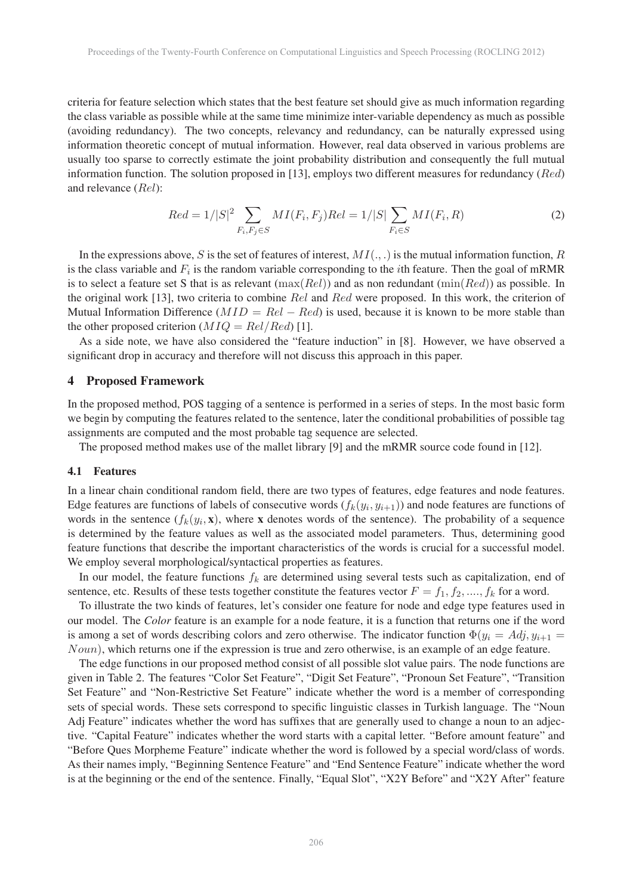criteria for feature selection which states that the best feature set should give as much information regarding the class variable as possible while at the same time minimize inter-variable dependency as much as possible (avoiding redundancy). The two concepts, relevancy and redundancy, can be naturally expressed using information theoretic concept of mutual information. However, real data observed in various problems are usually too sparse to correctly estimate the joint probability distribution and consequently the full mutual information function. The solution proposed in [13], employs two different measures for redundancy ($Red$) and relevance ($Rel$):

$$Red = 1/|S|^2 \sum_{F_i, F_j \in S} MI(F_i, F_j) Rel = 1/|S| \sum_{F_i \in S} MI(F_i, R) \tag{2}$$

In the expressions above, $S$ is the set of features of interest, $MI(.,.)$ is the mutual information function, $R$ is the class variable and $F_i$ is the random variable corresponding to the $i$th feature. Then the goal of mRMR is to select a feature set S that is as relevant ($\max(Rel)$) and as non redundant ($\min(Red)$) as possible. In the original work [13], two criteria to combine $Rel$ and $Red$ were proposed. In this work, the criterion of Mutual Information Difference ($MID = Rel - Red$) is used, because it is known to be more stable than the other proposed criterion ($MIQ = Rel/Red$) [1].

As a side note, we have also considered the "feature induction" in [8]. However, we have observed a significant drop in accuracy and therefore will not discuss this approach in this paper.

## 4 Proposed Framework

In the proposed method, POS tagging of a sentence is performed in a series of steps. In the most basic form we begin by computing the features related to the sentence, later the conditional probabilities of possible tag assignments are computed and the most probable tag sequence are selected.

The proposed method makes use of the mallet library [9] and the mRMR source code found in [12].

### 4.1 Features

In a linear chain conditional random field, there are two types of features, edge features and node features. Edge features are functions of labels of consecutive words ($f_k(y_i, y_{i+1})$) and node features are functions of words in the sentence ($f_k(y_i, \mathbf{x})$, where **x** denotes words of the sentence). The probability of a sequence is determined by the feature values as well as the associated model parameters. Thus, determining good feature functions that describe the important characteristics of the words is crucial for a successful model. We employ several morphological/syntactical properties as features.

In our model, the feature functions $f_k$ are determined using several tests such as capitalization, end of sentence, etc. Results of these tests together constitute the features vector $F = f_1, f_2, ...., f_k$ for a word.

To illustrate the two kinds of features, let's consider one feature for node and edge type features used in our model. The *Color* feature is an example for a node feature, it is a function that returns one if the word is among a set of words describing colors and zero otherwise. The indicator function $\Phi(y_i = Adj, y_{i+1} = Noun)$, which returns one if the expression is true and zero otherwise, is an example of an edge feature.

The edge functions in our proposed method consist of all possible slot value pairs. The node functions are given in Table 2. The features "Color Set Feature", "Digit Set Feature", "Pronoun Set Feature", "Transition Set Feature" and "Non-Restrictive Set Feature" indicate whether the word is a member of corresponding sets of special words. These sets correspond to specific linguistic classes in Turkish language. The "Noun Adj Feature" indicates whether the word has suffixes that are generally used to change a noun to an adjective. "Capital Feature" indicates whether the word starts with a capital letter. "Before amount feature" and "Before Ques Morpheme Feature" indicate whether the word is followed by a special word/class of words. As their names imply, "Beginning Sentence Feature" and "End Sentence Feature" indicate whether the word is at the beginning or the end of the sentence. Finally, "Equal Slot", "X2Y Before" and "X2Y After" feature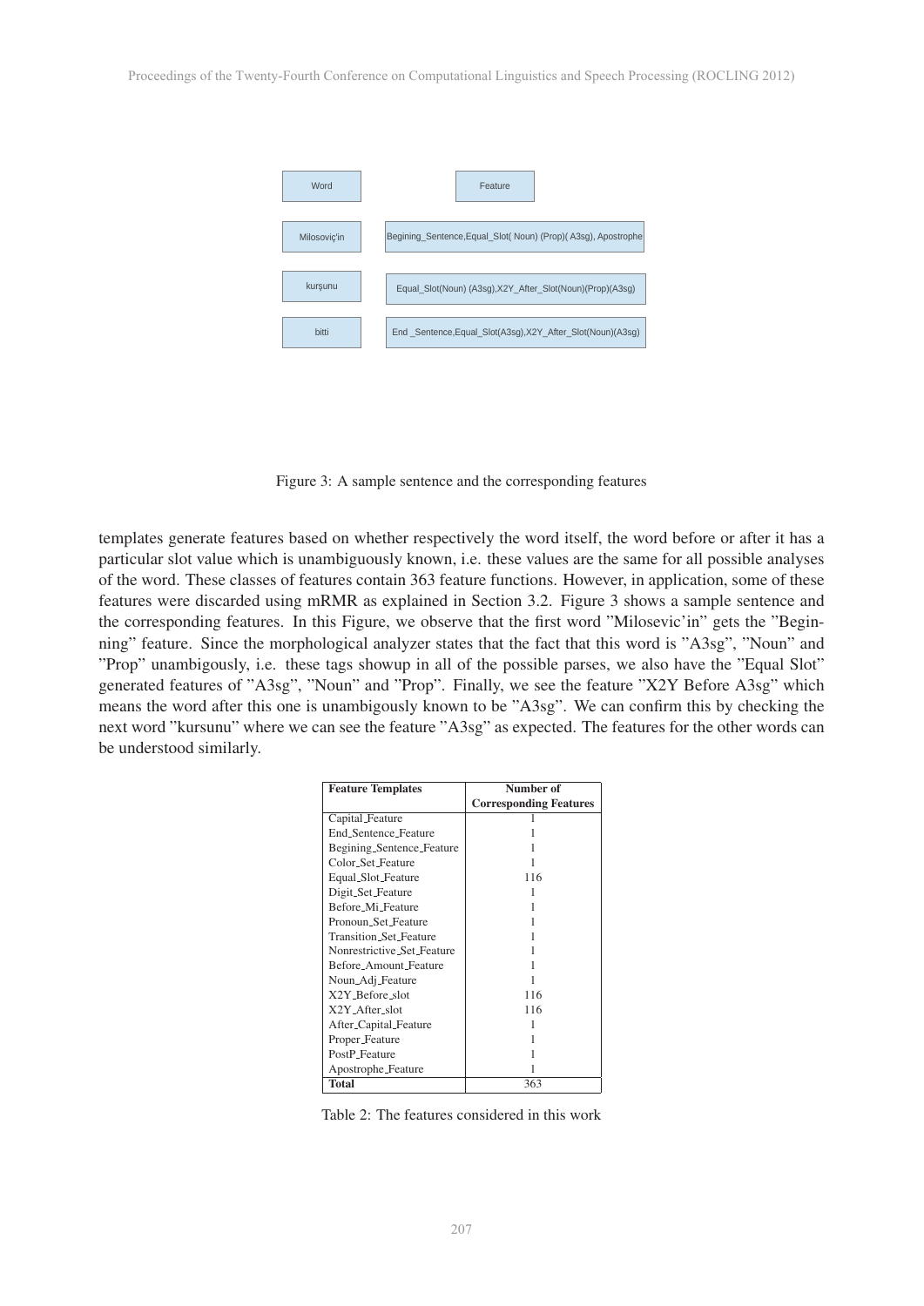| Word | Feature |
| --- | --- |
| Milosoviç'in | Begining_Sentence,Equal_Slot( Noun) (Prop)( A3sg), Apostrophe |
| kurşunu | Equal_Slot(Noun) (A3sg),X2Y_After_Slot(Noun)(Prop)(A3sg) |
| bitti | End _Sentence,Equal_Slot(A3sg),X2Y_After_Slot(Noun)(A3sg) |

Figure 3: A sample sentence and the corresponding features

templates generate features based on whether respectively the word itself, the word before or after it has a particular slot value which is unambiguously known, i.e. these values are the same for all possible analyses of the word. These classes of features contain 363 feature functions. However, in application, some of these features were discarded using mRMR as explained in Section 3.2. Figure 3 shows a sample sentence and the corresponding features. In this Figure, we observe that the first word "Milosevic'in" gets the "Beginning" feature. Since the morphological analyzer states that the fact that this word is "A3sg", "Noun" and "Prop" unambigously, i.e. these tags showup in all of the possible parses, we also have the "Equal Slot" generated features of "A3sg", "Noun" and "Prop". Finally, we see the feature "X2Y Before A3sg" which means the word after this one is unambigously known to be "A3sg". We can confirm this by checking the next word "kursunu" where we can see the feature "A3sg" as expected. The features for the other words can be understood similarly.

| Feature Templates | Number of Corresponding Features |
| --- | --- |
| Capital_Feature | 1 |
| End_Sentence_Feature | 1 |
| Begining_Sentence_Feature | 1 |
| Color_Set_Feature | 1 |
| Equal_Slot_Feature | 116 |
| Digit_Set_Feature | 1 |
| Before_Mi_Feature | 1 |
| Pronoun_Set_Feature | 1 |
| Transition_Set_Feature | 1 |
| Nonrestrictive_Set_Feature | 1 |
| Before_Amount_Feature | 1 |
| Noun_Adj_Feature | 1 |
| X2Y_Before_slot | 116 |
| X2Y_After_slot | 116 |
| After_Capital_Feature | 1 |
| Proper_Feature | 1 |
| PostP_Feature | 1 |
| Apostrophe_Feature | 1 |
| **Total** | 363 |

Table 2: The features considered in this work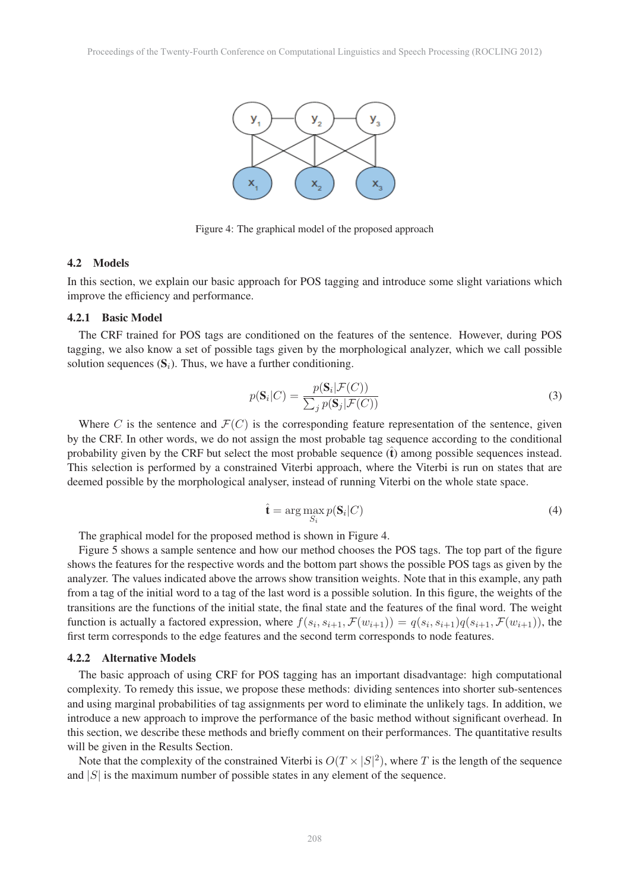Figure 4: The graphical model of the proposed approach

### 4.2 Models

In this section, we explain our basic approach for POS tagging and introduce some slight variations which improve the efficiency and performance.

#### 4.2.1 Basic Model

The CRF trained for POS tags are conditioned on the features of the sentence. However, during POS tagging, we also know a set of possible tags given by the morphological analyzer, which we call possible solution sequences ($\mathbf{S}_i$). Thus, we have a further conditioning.

$$p(\mathbf{S}_i|C) = \frac{p(\mathbf{S}_i|\mathcal{F}(C))}{\sum_j p(\mathbf{S}_j|\mathcal{F}(C))} \tag{3}$$

Where $C$ is the sentence and $\mathcal{F}(C)$ is the corresponding feature representation of the sentence, given by the CRF. In other words, we do not assign the most probable tag sequence according to the conditional probability given by the CRF but select the most probable sequence ($\hat{\mathbf{t}}$) among possible sequences instead. This selection is performed by a constrained Viterbi approach, where the Viterbi is run on states that are deemed possible by the morphological analyser, instead of running Viterbi on the whole state space.

$$\hat{\mathbf{t}} = \arg\max_{S_i} p(\mathbf{S}_i|C) \tag{4}$$

The graphical model for the proposed method is shown in Figure 4.

Figure 5 shows a sample sentence and how our method chooses the POS tags. The top part of the figure shows the features for the respective words and the bottom part shows the possible POS tags as given by the analyzer. The values indicated above the arrows show transition weights. Note that in this example, any path from a tag of the initial word to a tag of the last word is a possible solution. In this figure, the weights of the transitions are the functions of the initial state, the final state and the features of the final word. The weight function is actually a factored expression, where $f(s_i, s_{i+1}, \mathcal{F}(w_{i+1})) = q(s_i, s_{i+1})q(s_{i+1}, \mathcal{F}(w_{i+1}))$, the first term corresponds to the edge features and the second term corresponds to node features.

#### 4.2.2 Alternative Models

The basic approach of using CRF for POS tagging has an important disadvantage: high computational complexity. To remedy this issue, we propose these methods: dividing sentences into shorter sub-sentences and using marginal probabilities of tag assignments per word to eliminate the unlikely tags. In addition, we introduce a new approach to improve the performance of the basic method without significant overhead. In this section, we describe these methods and briefly comment on their performances. The quantitative results will be given in the Results Section.

Note that the complexity of the constrained Viterbi is $O(T \times |S|^2)$, where $T$ is the length of the sequence and $|S|$ is the maximum number of possible states in any element of the sequence.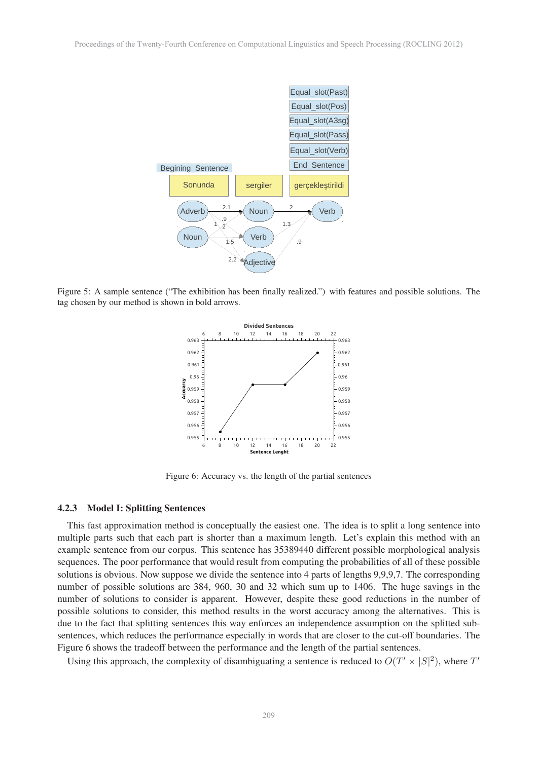Figure 5: A sample sentence ("The exhibition has been finally realized.") with features and possible solutions. The tag chosen by our method is shown in bold arrows.

Figure 6: Accuracy vs. the length of the partial sentences

#### 4.2.3 Model I: Splitting Sentences

This fast approximation method is conceptually the easiest one. The idea is to split a long sentence into multiple parts such that each part is shorter than a maximum length. Let's explain this method with an example sentence from our corpus. This sentence has 35389440 different possible morphological analysis sequences. The poor performance that would result from computing the probabilities of all of these possible solutions is obvious. Now suppose we divide the sentence into 4 parts of lengths 9,9,9,7. The corresponding number of possible solutions are 384, 960, 30 and 32 which sum up to 1406. The huge savings in the number of solutions to consider is apparent. However, despite these good reductions in the number of possible solutions to consider, this method results in the worst accuracy among the alternatives. This is due to the fact that splitting sentences this way enforces an independence assumption on the splitted sub-sentences, which reduces the performance especially in words that are closer to the cut-off boundaries. The Figure 6 shows the tradeoff between the performance and the length of the partial sentences.

Using this approach, the complexity of disambiguating a sentence is reduced to $O(T' \times |S|^2)$, where $T'$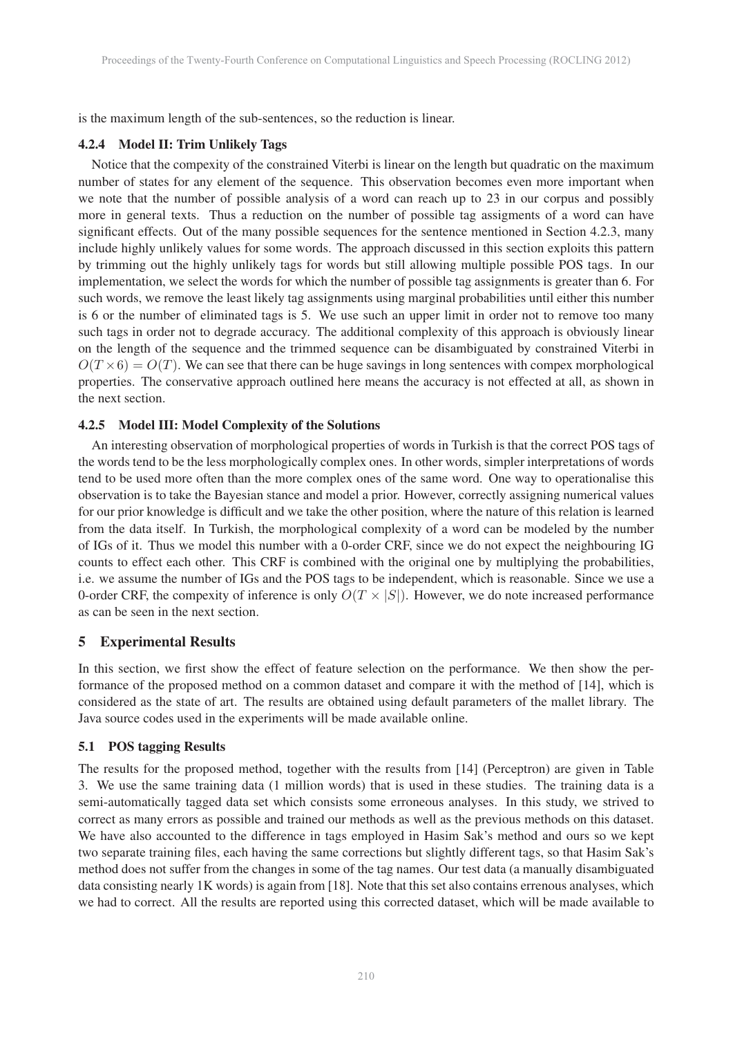is the maximum length of the sub-sentences, so the reduction is linear.

#### 4.2.4 Model II: Trim Unlikely Tags

Notice that the compexity of the constrained Viterbi is linear on the length but quadratic on the maximum number of states for any element of the sequence. This observation becomes even more important when we note that the number of possible analysis of a word can reach up to 23 in our corpus and possibly more in general texts. Thus a reduction on the number of possible tag assigments of a word can have significant effects. Out of the many possible sequences for the sentence mentioned in Section 4.2.3, many include highly unlikely values for some words. The approach discussed in this section exploits this pattern by trimming out the highly unlikely tags for words but still allowing multiple possible POS tags. In our implementation, we select the words for which the number of possible tag assignments is greater than 6. For such words, we remove the least likely tag assignments using marginal probabilities until either this number is 6 or the number of eliminated tags is 5. We use such an upper limit in order not to remove too many such tags in order not to degrade accuracy. The additional complexity of this approach is obviously linear on the length of the sequence and the trimmed sequence can be disambiguated by constrained Viterbi in $O(T \times 6) = O(T)$. We can see that there can be huge savings in long sentences with compex morphological properties. The conservative approach outlined here means the accuracy is not effected at all, as shown in the next section.

#### 4.2.5 Model III: Model Complexity of the Solutions

An interesting observation of morphological properties of words in Turkish is that the correct POS tags of the words tend to be the less morphologically complex ones. In other words, simpler interpretations of words tend to be used more often than the more complex ones of the same word. One way to operationalise this observation is to take the Bayesian stance and model a prior. However, correctly assigning numerical values for our prior knowledge is difficult and we take the other position, where the nature of this relation is learned from the data itself. In Turkish, the morphological complexity of a word can be modeled by the number of IGs of it. Thus we model this number with a 0-order CRF, since we do not expect the neighbouring IG counts to effect each other. This CRF is combined with the original one by multiplying the probabilities, i.e. we assume the number of IGs and the POS tags to be independent, which is reasonable. Since we use a 0-order CRF, the compexity of inference is only $O(T \times |S|)$. However, we do note increased performance as can be seen in the next section.

## 5 Experimental Results

In this section, we first show the effect of feature selection on the performance. We then show the performance of the proposed method on a common dataset and compare it with the method of [14], which is considered as the state of art. The results are obtained using default parameters of the mallet library. The Java source codes used in the experiments will be made available online.

### 5.1 POS tagging Results

The results for the proposed method, together with the results from [14] (Perceptron) are given in Table 3. We use the same training data (1 million words) that is used in these studies. The training data is a semi-automatically tagged data set which consists some erroneous analyses. In this study, we strived to correct as many errors as possible and trained our methods as well as the previous methods on this dataset. We have also accounted to the difference in tags employed in Hasim Sak's method and ours so we kept two separate training files, each having the same corrections but slightly different tags, so that Hasim Sak's method does not suffer from the changes in some of the tag names. Our test data (a manually disambiguated data consisting nearly 1K words) is again from [18]. Note that this set also contains errenous analyses, which we had to correct. All the results are reported using this corrected dataset, which will be made available to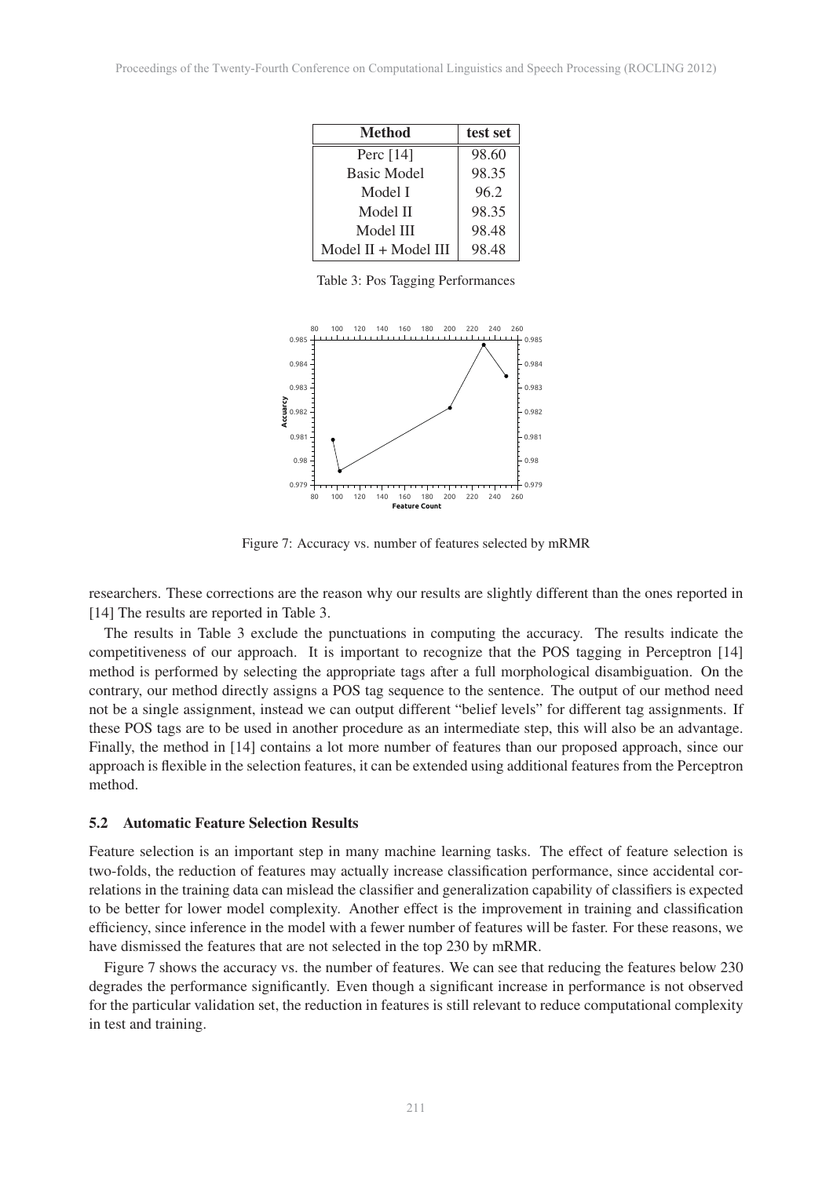| Method | test set |
| --- | --- |
| Perc [14] | 98.60 |
| Basic Model | 98.35 |
| Model I | 96.2 |
| Model II | 98.35 |
| Model III | 98.48 |
| Model II + Model III | 98.48 |

Table 3: Pos Tagging Performances

Figure 7: Accuracy vs. number of features selected by mRMR

researchers. These corrections are the reason why our results are slightly different than the ones reported in [14] The results are reported in Table 3.

The results in Table 3 exclude the punctuations in computing the accuracy. The results indicate the competitiveness of our approach. It is important to recognize that the POS tagging in Perceptron [14] method is performed by selecting the appropriate tags after a full morphological disambiguation. On the contrary, our method directly assigns a POS tag sequence to the sentence. The output of our method need not be a single assignment, instead we can output different "belief levels" for different tag assignments. If these POS tags are to be used in another procedure as an intermediate step, this will also be an advantage. Finally, the method in [14] contains a lot more number of features than our proposed approach, since our approach is flexible in the selection features, it can be extended using additional features from the Perceptron method.

### 5.2 Automatic Feature Selection Results

Feature selection is an important step in many machine learning tasks. The effect of feature selection is two-folds, the reduction of features may actually increase classification performance, since accidental correlations in the training data can mislead the classifier and generalization capability of classifiers is expected to be better for lower model complexity. Another effect is the improvement in training and classification efficiency, since inference in the model with a fewer number of features will be faster. For these reasons, we have dismissed the features that are not selected in the top 230 by mRMR.

Figure 7 shows the accuracy vs. the number of features. We can see that reducing the features below 230 degrades the performance significantly. Even though a significant increase in performance is not observed for the particular validation set, the reduction in features is still relevant to reduce computational complexity in test and training.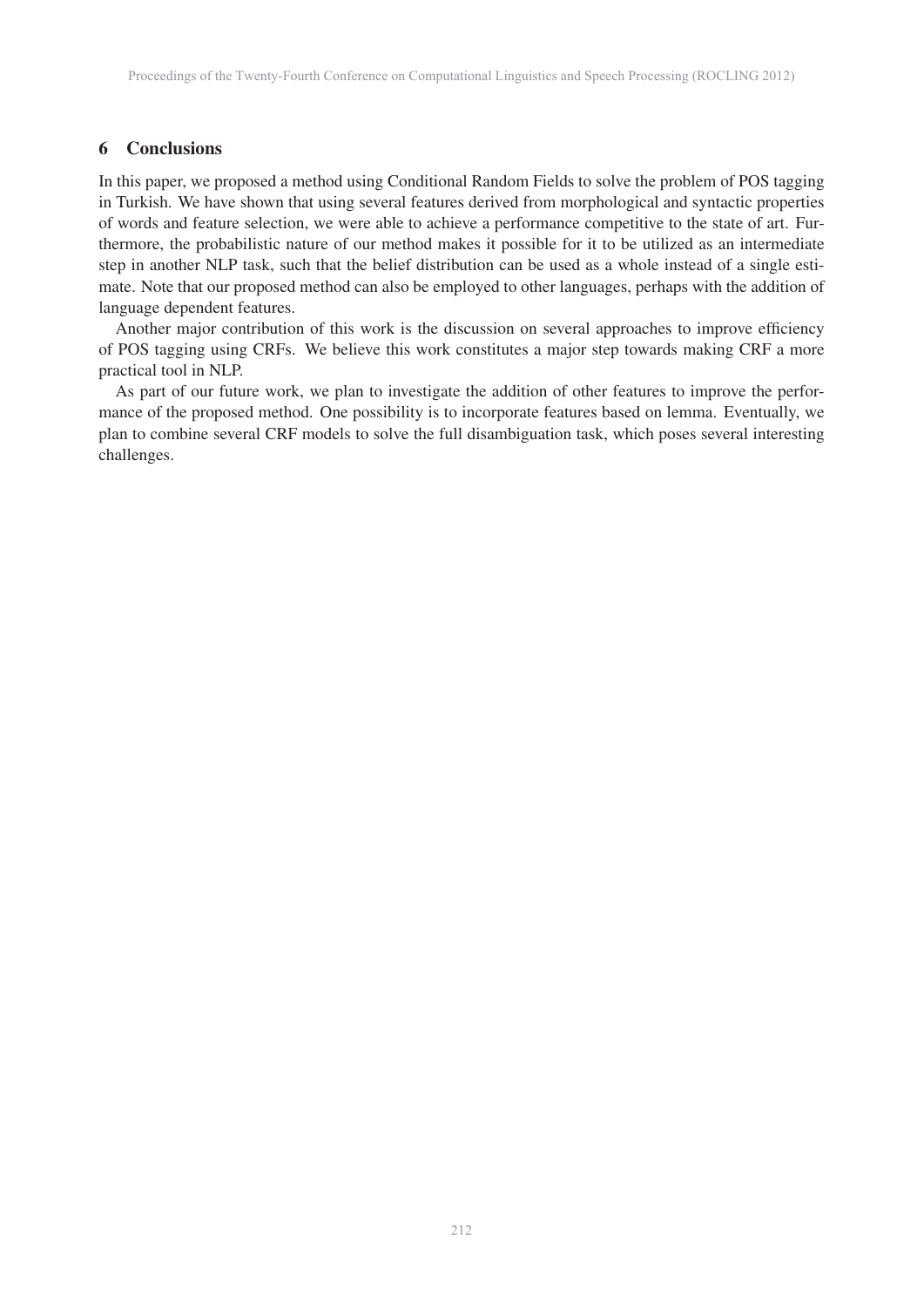## 6 Conclusions

In this paper, we proposed a method using Conditional Random Fields to solve the problem of POS tagging in Turkish. We have shown that using several features derived from morphological and syntactic properties of words and feature selection, we were able to achieve a performance competitive to the state of art. Furthermore, the probabilistic nature of our method makes it possible for it to be utilized as an intermediate step in another NLP task, such that the belief distribution can be used as a whole instead of a single estimate. Note that our proposed method can also be employed to other languages, perhaps with the addition of language dependent features.

Another major contribution of this work is the discussion on several approaches to improve efficiency of POS tagging using CRFs. We believe this work constitutes a major step towards making CRF a more practical tool in NLP.

As part of our future work, we plan to investigate the addition of other features to improve the performance of the proposed method. One possibility is to incorporate features based on lemma. Eventually, we plan to combine several CRF models to solve the full disambiguation task, which poses several interesting challenges.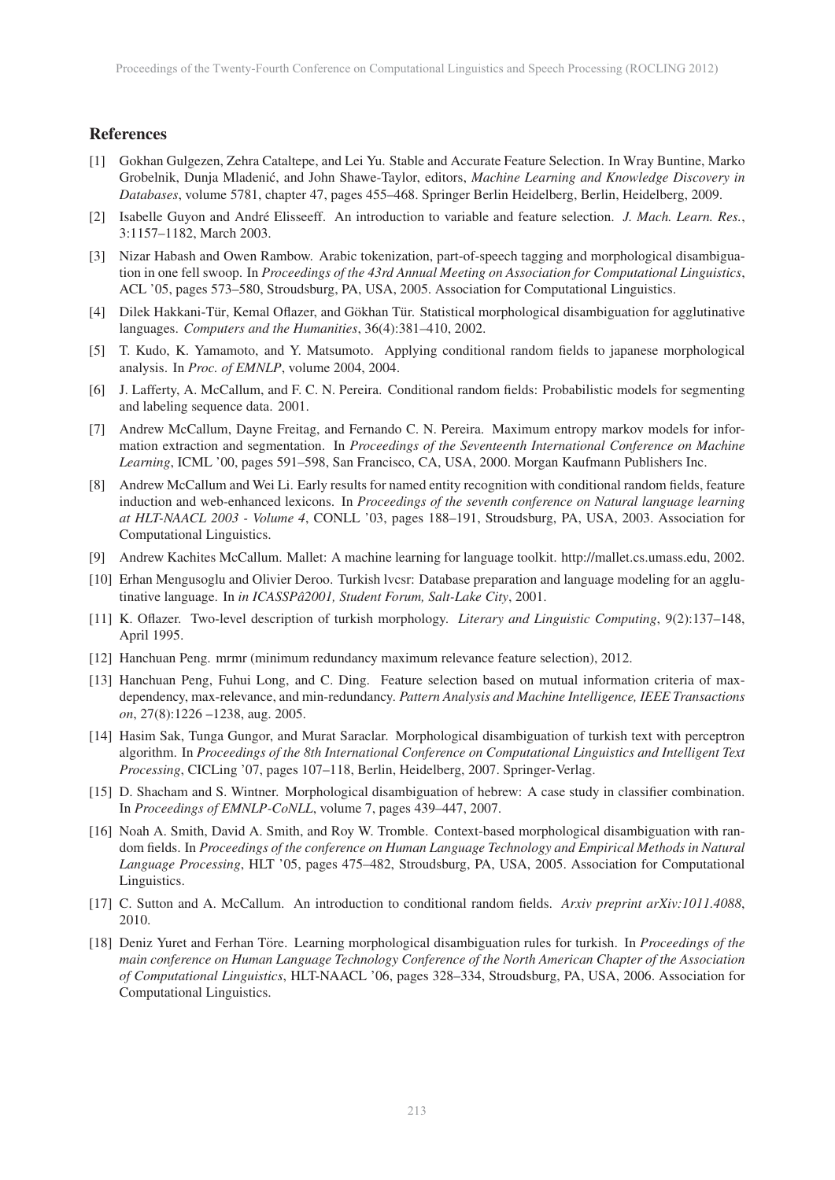## References

[1] Gokhan Gulgezen, Zehra Cataltepe, and Lei Yu. Stable and Accurate Feature Selection. In Wray Buntine, Marko Grobelnik, Dunja Mladenić, and John Shawe-Taylor, editors, *Machine Learning and Knowledge Discovery in Databases*, volume 5781, chapter 47, pages 455–468. Springer Berlin Heidelberg, Berlin, Heidelberg, 2009.

[2] Isabelle Guyon and André Elisseeff. An introduction to variable and feature selection. *J. Mach. Learn. Res.*, 3:1157–1182, March 2003.

[3] Nizar Habash and Owen Rambow. Arabic tokenization, part-of-speech tagging and morphological disambiguation in one fell swoop. In *Proceedings of the 43rd Annual Meeting on Association for Computational Linguistics*, ACL '05, pages 573–580, Stroudsburg, PA, USA, 2005. Association for Computational Linguistics.

[4] Dilek Hakkani-Tür, Kemal Oflazer, and Gökhan Tür. Statistical morphological disambiguation for agglutinative languages. *Computers and the Humanities*, 36(4):381–410, 2002.

[5] T. Kudo, K. Yamamoto, and Y. Matsumoto. Applying conditional random fields to japanese morphological analysis. In *Proc. of EMNLP*, volume 2004, 2004.

[6] J. Lafferty, A. McCallum, and F. C. N. Pereira. Conditional random fields: Probabilistic models for segmenting and labeling sequence data. 2001.

[7] Andrew McCallum, Dayne Freitag, and Fernando C. N. Pereira. Maximum entropy markov models for information extraction and segmentation. In *Proceedings of the Seventeenth International Conference on Machine Learning*, ICML '00, pages 591–598, San Francisco, CA, USA, 2000. Morgan Kaufmann Publishers Inc.

[8] Andrew McCallum and Wei Li. Early results for named entity recognition with conditional random fields, feature induction and web-enhanced lexicons. In *Proceedings of the seventh conference on Natural language learning at HLT-NAACL 2003 - Volume 4*, CONLL '03, pages 188–191, Stroudsburg, PA, USA, 2003. Association for Computational Linguistics.

[9] Andrew Kachites McCallum. Mallet: A machine learning for language toolkit. http://mallet.cs.umass.edu, 2002.

[10] Erhan Mengusoglu and Olivier Deroo. Turkish lvcsr: Database preparation and language modeling for an agglutinative language. In *in ICASSPâ2001, Student Forum, Salt-Lake City*, 2001.

[11] K. Oflazer. Two-level description of turkish morphology. *Literary and Linguistic Computing*, 9(2):137–148, April 1995.

[12] Hanchuan Peng. mrmr (minimum redundancy maximum relevance feature selection), 2012.

[13] Hanchuan Peng, Fuhui Long, and C. Ding. Feature selection based on mutual information criteria of max-dependency, max-relevance, and min-redundancy. *Pattern Analysis and Machine Intelligence, IEEE Transactions on*, 27(8):1226 –1238, aug. 2005.

[14] Hasim Sak, Tunga Gungor, and Murat Saraclar. Morphological disambiguation of turkish text with perceptron algorithm. In *Proceedings of the 8th International Conference on Computational Linguistics and Intelligent Text Processing*, CICLing '07, pages 107–118, Berlin, Heidelberg, 2007. Springer-Verlag.

[15] D. Shacham and S. Wintner. Morphological disambiguation of hebrew: A case study in classifier combination. In *Proceedings of EMNLP-CoNLL*, volume 7, pages 439–447, 2007.

[16] Noah A. Smith, David A. Smith, and Roy W. Tromble. Context-based morphological disambiguation with random fields. In *Proceedings of the conference on Human Language Technology and Empirical Methods in Natural Language Processing*, HLT '05, pages 475–482, Stroudsburg, PA, USA, 2005. Association for Computational Linguistics.

[17] C. Sutton and A. McCallum. An introduction to conditional random fields. *Arxiv preprint arXiv:1011.4088*, 2010.

[18] Deniz Yuret and Ferhan Töre. Learning morphological disambiguation rules for turkish. In *Proceedings of the main conference on Human Language Technology Conference of the North American Chapter of the Association of Computational Linguistics*, HLT-NAACL '06, pages 328–334, Stroudsburg, PA, USA, 2006. Association for Computational Linguistics.